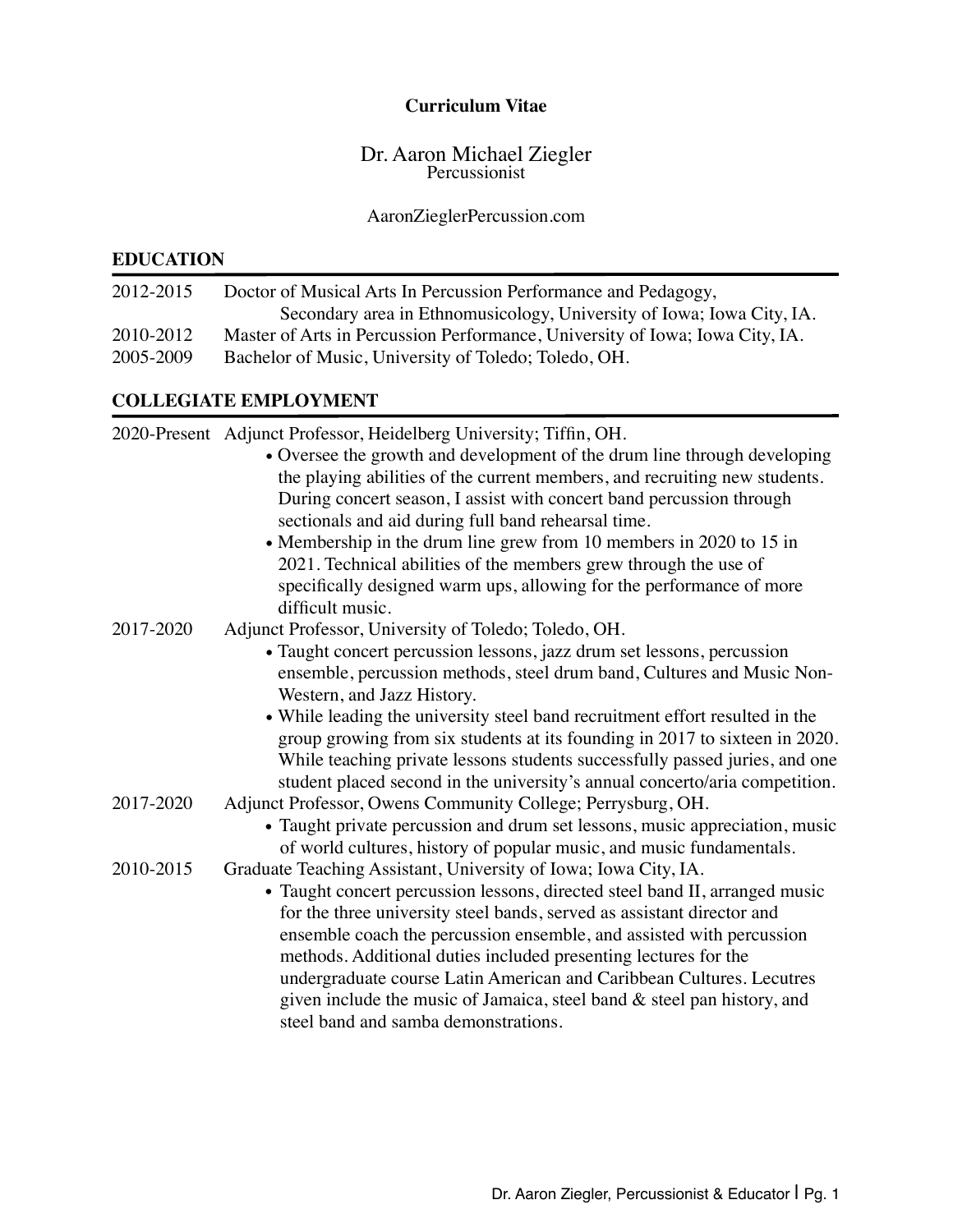**Curriculum Vitae**

# Dr. Aaron Michael Ziegler

Percussionist

AaronZieglerPercussion.com

## EDUCATION

2012-2015 Doctor of Musical Arts In Percussion Performance and Pedagogy, Secondary area in Ethnomusicology, University of Iowa; Iowa City, IA.

2010-2012 Master of Arts in Percussion Performance, University of Iowa; Iowa City, IA.

2005-2009 Bachelor of Music, University of Toledo; Toledo, OH.

## COLLEGIATE EMPLOYMENT

2020-Present Adjunct Professor, Heidelberg University; Tiffin, OH.

- Oversee the growth and development of the drum line through developing the playing abilities of the current members, and recruiting new students. During concert season, I assist with concert band percussion through sectionals and aid during full band rehearsal time.
- Membership in the drum line grew from 10 members in 2020 to 15 in 2021. Technical abilities of the members grew through the use of specifically designed warm ups, allowing for the performance of more difficult music.

2017-2020 Adjunct Professor, University of Toledo; Toledo, OH.

- Taught concert percussion lessons, jazz drum set lessons, percussion ensemble, percussion methods, steel drum band, Cultures and Music Non-Western, and Jazz History.
- While leading the university steel band recruitment effort resulted in the group growing from six students at its founding in 2017 to sixteen in 2020. While teaching private lessons students successfully passed juries, and one student placed second in the university's annual concerto/aria competition.

2017-2020 Adjunct Professor, Owens Community College; Perrysburg, OH.

- Taught private percussion and drum set lessons, music appreciation, music of world cultures, history of popular music, and music fundamentals.

2010-2015 Graduate Teaching Assistant, University of Iowa; Iowa City, IA.

- Taught concert percussion lessons, directed steel band II, arranged music for the three university steel bands, served as assistant director and ensemble coach the percussion ensemble, and assisted with percussion methods. Additional duties included presenting lectures for the undergraduate course Latin American and Caribbean Cultures. Lecutres given include the music of Jamaica, steel band & steel pan history, and steel band and samba demonstrations.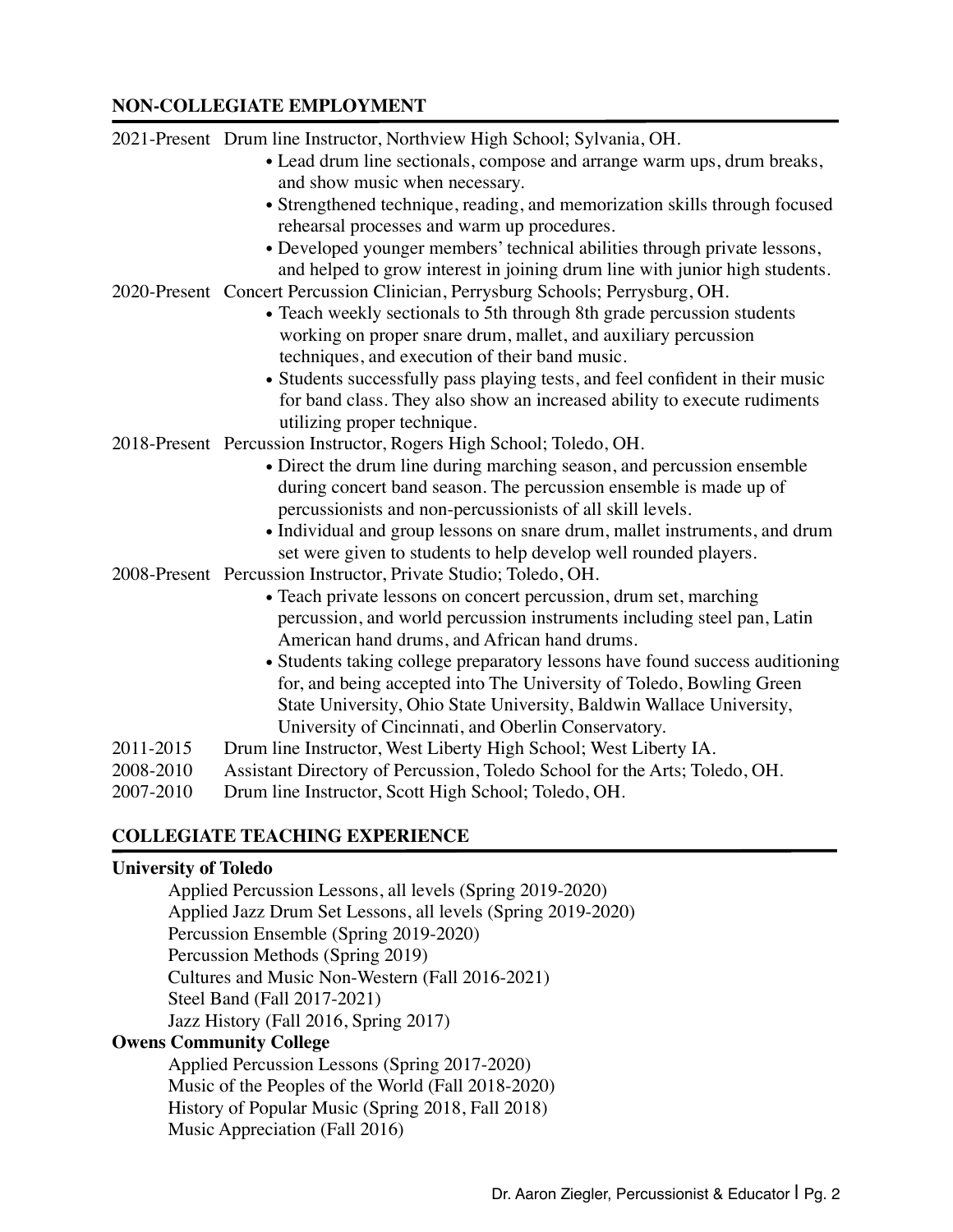## NON-COLLEGIATE EMPLOYMENT

2021-Present Drum line Instructor, Northview High School; Sylvania, OH.

- Lead drum line sectionals, compose and arrange warm ups, drum breaks, and show music when necessary.
- Strengthened technique, reading, and memorization skills through focused rehearsal processes and warm up procedures.
- Developed younger members' technical abilities through private lessons, and helped to grow interest in joining drum line with junior high students.

2020-Present Concert Percussion Clinician, Perrysburg Schools; Perrysburg, OH.

- Teach weekly sectionals to 5th through 8th grade percussion students working on proper snare drum, mallet, and auxiliary percussion techniques, and execution of their band music.
- Students successfully pass playing tests, and feel confident in their music for band class. They also show an increased ability to execute rudiments utilizing proper technique.

2018-Present Percussion Instructor, Rogers High School; Toledo, OH.

- Direct the drum line during marching season, and percussion ensemble during concert band season. The percussion ensemble is made up of percussionists and non-percussionists of all skill levels.
- Individual and group lessons on snare drum, mallet instruments, and drum set were given to students to help develop well rounded players.

2008-Present Percussion Instructor, Private Studio; Toledo, OH.

- Teach private lessons on concert percussion, drum set, marching percussion, and world percussion instruments including steel pan, Latin American hand drums, and African hand drums.
- Students taking college preparatory lessons have found success auditioning for, and being accepted into The University of Toledo, Bowling Green State University, Ohio State University, Baldwin Wallace University, University of Cincinnati, and Oberlin Conservatory.

2011-2015 Drum line Instructor, West Liberty High School; West Liberty IA.

2008-2010 Assistant Directory of Percussion, Toledo School for the Arts; Toledo, OH.

2007-2010 Drum line Instructor, Scott High School; Toledo, OH.

## COLLEGIATE TEACHING EXPERIENCE

**University of Toledo**

- Applied Percussion Lessons, all levels (Spring 2019-2020)
- Applied Jazz Drum Set Lessons, all levels (Spring 2019-2020)
- Percussion Ensemble (Spring 2019-2020)
- Percussion Methods (Spring 2019)
- Cultures and Music Non-Western (Fall 2016-2021)
- Steel Band (Fall 2017-2021)
- Jazz History (Fall 2016, Spring 2017)

**Owens Community College**

- Applied Percussion Lessons (Spring 2017-2020)
- Music of the Peoples of the World (Fall 2018-2020)
- History of Popular Music (Spring 2018, Fall 2018)
- Music Appreciation (Fall 2016)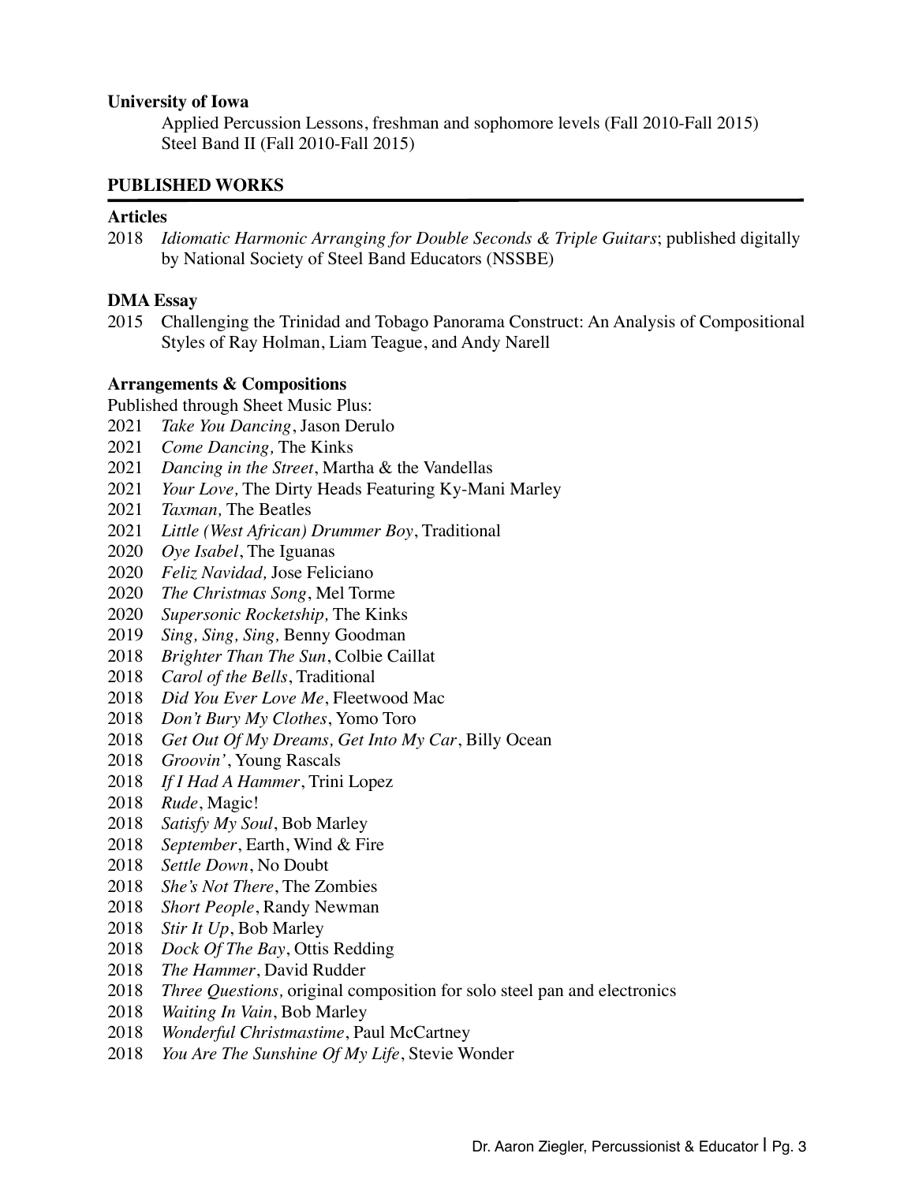**University of Iowa**

Applied Percussion Lessons, freshman and sophomore levels (Fall 2010-Fall 2015)
Steel Band II (Fall 2010-Fall 2015)

## PUBLISHED WORKS

**Articles**

2018 *Idiomatic Harmonic Arranging for Double Seconds & Triple Guitars*; published digitally by National Society of Steel Band Educators (NSSBE)

**DMA Essay**

2015 Challenging the Trinidad and Tobago Panorama Construct: An Analysis of Compositional Styles of Ray Holman, Liam Teague, and Andy Narell

**Arrangements & Compositions**

Published through Sheet Music Plus:

2021 *Take You Dancing*, Jason Derulo
2021 *Come Dancing,* The Kinks
2021 *Dancing in the Street*, Martha & the Vandellas
2021 *Your Love,* The Dirty Heads Featuring Ky-Mani Marley
2021 *Taxman,* The Beatles
2021 *Little (West African) Drummer Boy*, Traditional
2020 *Oye Isabel*, The Iguanas
2020 *Feliz Navidad,* Jose Feliciano
2020 *The Christmas Song*, Mel Torme
2020 *Supersonic Rocketship,* The Kinks
2019 *Sing, Sing, Sing,* Benny Goodman
2018 *Brighter Than The Sun*, Colbie Caillat
2018 *Carol of the Bells*, Traditional
2018 *Did You Ever Love Me*, Fleetwood Mac
2018 *Don't Bury My Clothes*, Yomo Toro
2018 *Get Out Of My Dreams, Get Into My Car*, Billy Ocean
2018 *Groovin'*, Young Rascals
2018 *If I Had A Hammer*, Trini Lopez
2018 *Rude*, Magic!
2018 *Satisfy My Soul*, Bob Marley
2018 *September*, Earth, Wind & Fire
2018 *Settle Down*, No Doubt
2018 *She's Not There*, The Zombies
2018 *Short People*, Randy Newman
2018 *Stir It Up*, Bob Marley
2018 *Dock Of The Bay*, Ottis Redding
2018 *The Hammer*, David Rudder
2018 *Three Questions,* original composition for solo steel pan and electronics
2018 *Waiting In Vain*, Bob Marley
2018 *Wonderful Christmastime*, Paul McCartney
2018 *You Are The Sunshine Of My Life*, Stevie Wonder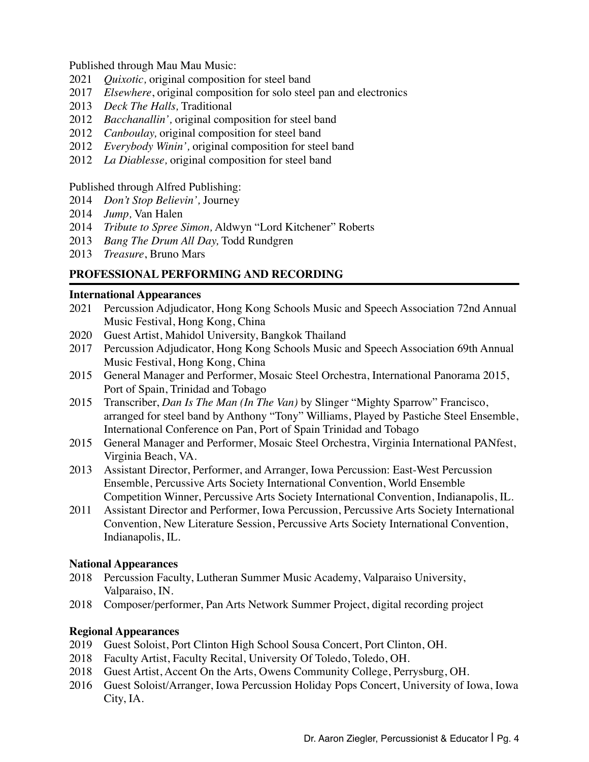Published through Mau Mau Music:

2021 *Quixotic,* original composition for steel band
2017 *Elsewhere*, original composition for solo steel pan and electronics
2013 *Deck The Halls,* Traditional
2012 *Bacchanallin',* original composition for steel band
2012 *Canboulay,* original composition for steel band
2012 *Everybody Winin',* original composition for steel band
2012 *La Diablesse,* original composition for steel band

Published through Alfred Publishing:

2014 *Don't Stop Believin',* Journey
2014 *Jump,* Van Halen
2014 *Tribute to Spree Simon,* Aldwyn "Lord Kitchener" Roberts
2013 *Bang The Drum All Day,* Todd Rundgren
2013 *Treasure*, Bruno Mars

## PROFESSIONAL PERFORMING AND RECORDING

### International Appearances

2021 Percussion Adjudicator, Hong Kong Schools Music and Speech Association 72nd Annual Music Festival, Hong Kong, China
2020 Guest Artist, Mahidol University, Bangkok Thailand
2017 Percussion Adjudicator, Hong Kong Schools Music and Speech Association 69th Annual Music Festival, Hong Kong, China
2015 General Manager and Performer, Mosaic Steel Orchestra, International Panorama 2015, Port of Spain, Trinidad and Tobago
2015 Transcriber, *Dan Is The Man (In The Van)* by Slinger "Mighty Sparrow" Francisco, arranged for steel band by Anthony "Tony" Williams, Played by Pastiche Steel Ensemble, International Conference on Pan, Port of Spain Trinidad and Tobago
2015 General Manager and Performer, Mosaic Steel Orchestra, Virginia International PANfest, Virginia Beach, VA.
2013 Assistant Director, Performer, and Arranger, Iowa Percussion: East-West Percussion Ensemble, Percussive Arts Society International Convention, World Ensemble Competition Winner, Percussive Arts Society International Convention, Indianapolis, IL.
2011 Assistant Director and Performer, Iowa Percussion, Percussive Arts Society International Convention, New Literature Session, Percussive Arts Society International Convention, Indianapolis, IL.

### National Appearances

2018 Percussion Faculty, Lutheran Summer Music Academy, Valparaiso University, Valparaiso, IN.
2018 Composer/performer, Pan Arts Network Summer Project, digital recording project

### Regional Appearances

2019 Guest Soloist, Port Clinton High School Sousa Concert, Port Clinton, OH.
2018 Faculty Artist, Faculty Recital, University Of Toledo, Toledo, OH.
2018 Guest Artist, Accent On the Arts, Owens Community College, Perrysburg, OH.
2016 Guest Soloist/Arranger, Iowa Percussion Holiday Pops Concert, University of Iowa, Iowa City, IA.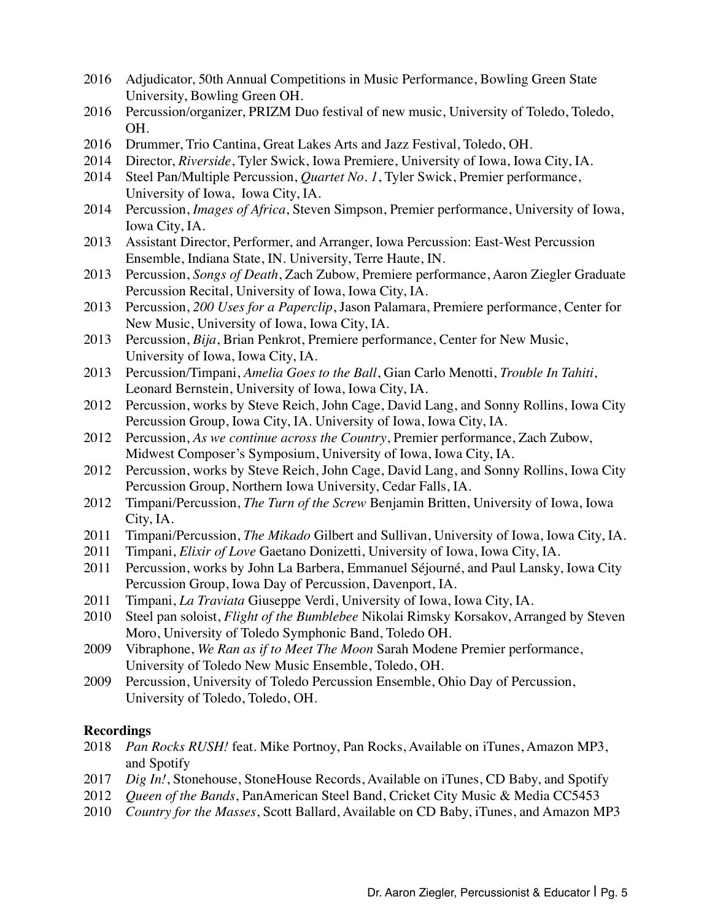- 2016 Adjudicator, 50th Annual Competitions in Music Performance, Bowling Green State University, Bowling Green OH.
- 2016 Percussion/organizer, PRIZM Duo festival of new music, University of Toledo, Toledo, OH.
- 2016 Drummer, Trio Cantina, Great Lakes Arts and Jazz Festival, Toledo, OH.
- 2014 Director, *Riverside*, Tyler Swick, Iowa Premiere, University of Iowa, Iowa City, IA.
- 2014 Steel Pan/Multiple Percussion, *Quartet No. 1*, Tyler Swick, Premier performance, University of Iowa, Iowa City, IA.
- 2014 Percussion, *Images of Africa*, Steven Simpson, Premier performance, University of Iowa, Iowa City, IA.
- 2013 Assistant Director, Performer, and Arranger, Iowa Percussion: East-West Percussion Ensemble, Indiana State, IN. University, Terre Haute, IN.
- 2013 Percussion, *Songs of Death*, Zach Zubow, Premiere performance, Aaron Ziegler Graduate Percussion Recital, University of Iowa, Iowa City, IA.
- 2013 Percussion, *200 Uses for a Paperclip*, Jason Palamara, Premiere performance, Center for New Music, University of Iowa, Iowa City, IA.
- 2013 Percussion, *Bija*, Brian Penkrot, Premiere performance, Center for New Music, University of Iowa, Iowa City, IA.
- 2013 Percussion/Timpani, *Amelia Goes to the Ball*, Gian Carlo Menotti, *Trouble In Tahiti*, Leonard Bernstein, University of Iowa, Iowa City, IA.
- 2012 Percussion, works by Steve Reich, John Cage, David Lang, and Sonny Rollins, Iowa City Percussion Group, Iowa City, IA. University of Iowa, Iowa City, IA.
- 2012 Percussion, *As we continue across the Country*, Premier performance, Zach Zubow, Midwest Composer's Symposium, University of Iowa, Iowa City, IA.
- 2012 Percussion, works by Steve Reich, John Cage, David Lang, and Sonny Rollins, Iowa City Percussion Group, Northern Iowa University, Cedar Falls, IA.
- 2012 Timpani/Percussion, *The Turn of the Screw* Benjamin Britten, University of Iowa, Iowa City, IA.
- 2011 Timpani/Percussion, *The Mikado* Gilbert and Sullivan, University of Iowa, Iowa City, IA.
- 2011 Timpani, *Elixir of Love* Gaetano Donizetti, University of Iowa, Iowa City, IA.
- 2011 Percussion, works by John La Barbera, Emmanuel Séjourné, and Paul Lansky, Iowa City Percussion Group, Iowa Day of Percussion, Davenport, IA.
- 2011 Timpani, *La Traviata* Giuseppe Verdi, University of Iowa, Iowa City, IA.
- 2010 Steel pan soloist, *Flight of the Bumblebee* Nikolai Rimsky Korsakov, Arranged by Steven Moro, University of Toledo Symphonic Band, Toledo OH.
- 2009 Vibraphone, *We Ran as if to Meet The Moon* Sarah Modene Premier performance, University of Toledo New Music Ensemble, Toledo, OH.
- 2009 Percussion, University of Toledo Percussion Ensemble, Ohio Day of Percussion, University of Toledo, Toledo, OH.

**Recordings**

- 2018 *Pan Rocks RUSH!* feat. Mike Portnoy, Pan Rocks, Available on iTunes, Amazon MP3, and Spotify
- 2017 *Dig In!*, Stonehouse, StoneHouse Records, Available on iTunes, CD Baby, and Spotify
- 2012 *Queen of the Bands*, PanAmerican Steel Band, Cricket City Music & Media CC5453
- 2010 *Country for the Masses*, Scott Ballard, Available on CD Baby, iTunes, and Amazon MP3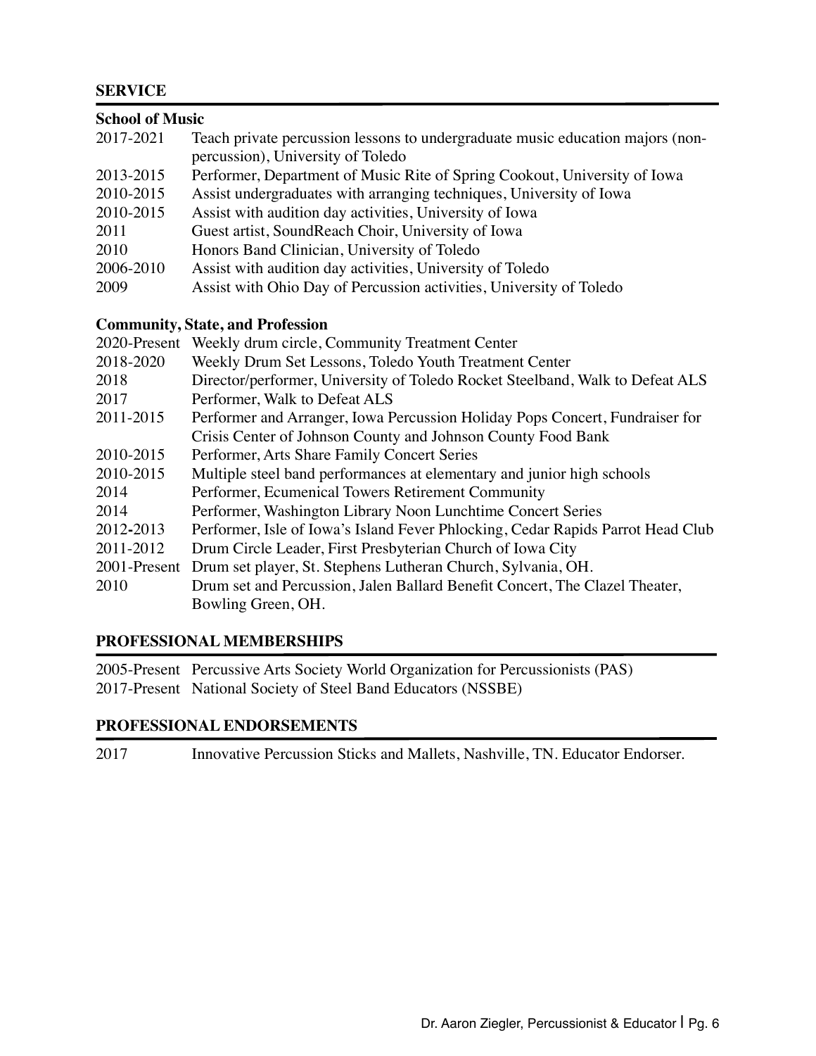## SERVICE

### School of Music

| | |
|---|---|
| 2017-2021 | Teach private percussion lessons to undergraduate music education majors (non-percussion), University of Toledo |
| 2013-2015 | Performer, Department of Music Rite of Spring Cookout, University of Iowa |
| 2010-2015 | Assist undergraduates with arranging techniques, University of Iowa |
| 2010-2015 | Assist with audition day activities, University of Iowa |
| 2011 | Guest artist, SoundReach Choir, University of Iowa |
| 2010 | Honors Band Clinician, University of Toledo |
| 2006-2010 | Assist with audition day activities, University of Toledo |
| 2009 | Assist with Ohio Day of Percussion activities, University of Toledo |

### Community, State, and Profession

| | |
|---|---|
| 2020-Present | Weekly drum circle, Community Treatment Center |
| 2018-2020 | Weekly Drum Set Lessons, Toledo Youth Treatment Center |
| 2018 | Director/performer, University of Toledo Rocket Steelband, Walk to Defeat ALS |
| 2017 | Performer, Walk to Defeat ALS |
| 2011-2015 | Performer and Arranger, Iowa Percussion Holiday Pops Concert, Fundraiser for Crisis Center of Johnson County and Johnson County Food Bank |
| 2010-2015 | Performer, Arts Share Family Concert Series |
| 2010-2015 | Multiple steel band performances at elementary and junior high schools |
| 2014 | Performer, Ecumenical Towers Retirement Community |
| 2014 | Performer, Washington Library Noon Lunchtime Concert Series |
| 2012-2013 | Performer, Isle of Iowa's Island Fever Phlocking, Cedar Rapids Parrot Head Club |
| 2011-2012 | Drum Circle Leader, First Presbyterian Church of Iowa City |
| 2001-Present | Drum set player, St. Stephens Lutheran Church, Sylvania, OH. |
| 2010 | Drum set and Percussion, Jalen Ballard Benefit Concert, The Clazel Theater, Bowling Green, OH. |

## PROFESSIONAL MEMBERSHIPS

| | |
|---|---|
| 2005-Present | Percussive Arts Society World Organization for Percussionists (PAS) |
| 2017-Present | National Society of Steel Band Educators (NSSBE) |

## PROFESSIONAL ENDORSEMENTS

| | |
|---|---|
| 2017 | Innovative Percussion Sticks and Mallets, Nashville, TN. Educator Endorser. |